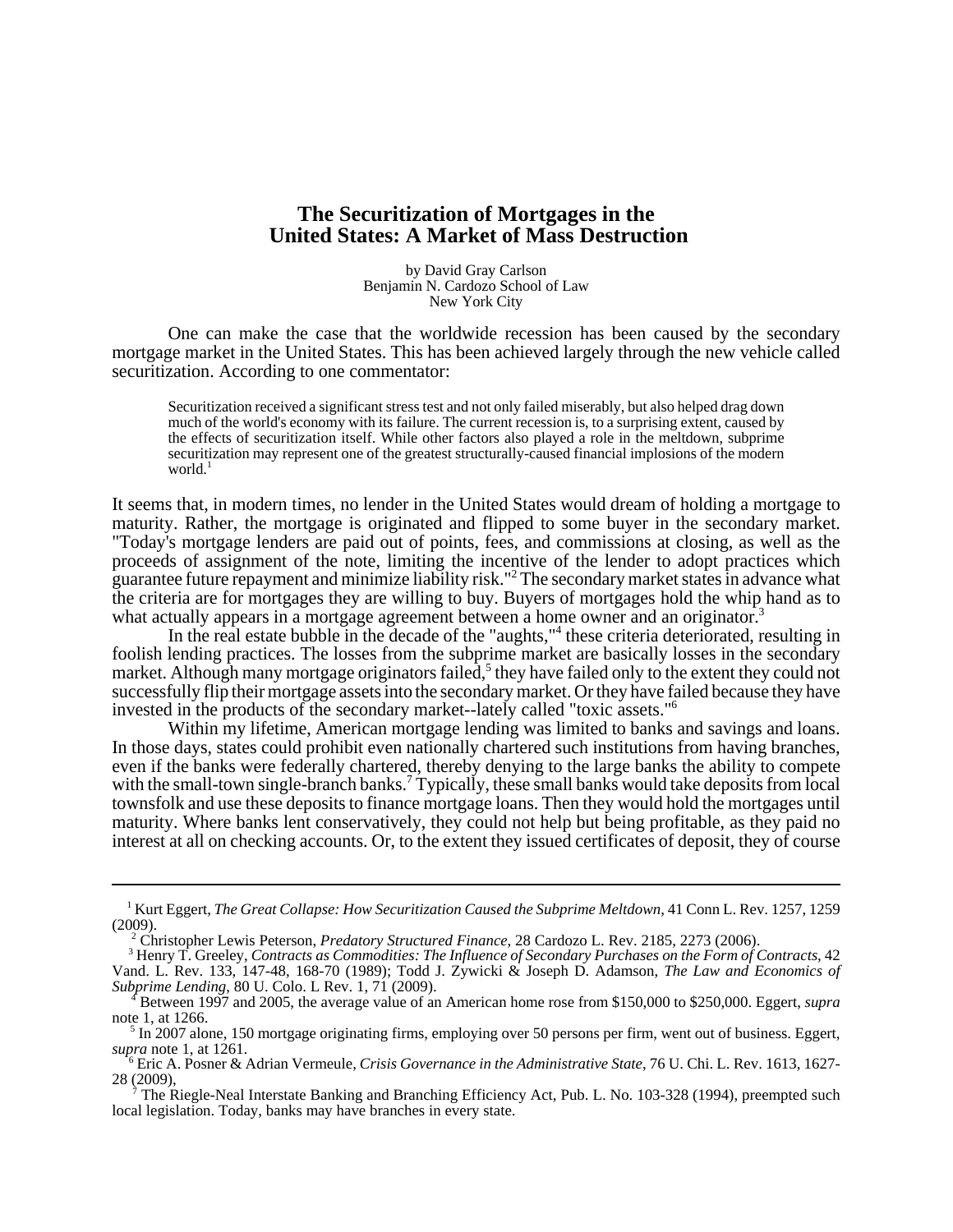# The Securitization of Mortgages in the United States: A Market of Mass Destruction

by David Gray Carlson
Benjamin N. Cardozo School of Law
New York City

One can make the case that the worldwide recession has been caused by the secondary mortgage market in the United States. This has been achieved largely through the new vehicle called securitization. According to one commentator:

> Securitization received a significant stress test and not only failed miserably, but also helped drag down much of the world's economy with its failure. The current recession is, to a surprising extent, caused by the effects of securitization itself. While other factors also played a role in the meltdown, subprime securitization may represent one of the greatest structurally-caused financial implosions of the modern world.[1]

It seems that, in modern times, no lender in the United States would dream of holding a mortgage to maturity. Rather, the mortgage is originated and flipped to some buyer in the secondary market. "Today's mortgage lenders are paid out of points, fees, and commissions at closing, as well as the proceeds of assignment of the note, limiting the incentive of the lender to adopt practices which guarantee future repayment and minimize liability risk."[2] The secondary market states in advance what the criteria are for mortgages they are willing to buy. Buyers of mortgages hold the whip hand as to what actually appears in a mortgage agreement between a home owner and an originator.[3]

In the real estate bubble in the decade of the "aughts,"[4] these criteria deteriorated, resulting in foolish lending practices. The losses from the subprime market are basically losses in the secondary market. Although many mortgage originators failed,[5] they have failed only to the extent they could not successfully flip their mortgage assets into the secondary market. Or they have failed because they have invested in the products of the secondary market--lately called "toxic assets."[6]

Within my lifetime, American mortgage lending was limited to banks and savings and loans. In those days, states could prohibit even nationally chartered such institutions from having branches, even if the banks were federally chartered, thereby denying to the large banks the ability to compete with the small-town single-branch banks.[7] Typically, these small banks would take deposits from local townsfolk and use these deposits to finance mortgage loans. Then they would hold the mortgages until maturity. Where banks lent conservatively, they could not help but being profitable, as they paid no interest at all on checking accounts. Or, to the extent they issued certificates of deposit, they of course

---

[1] Kurt Eggert, *The Great Collapse: How Securitization Caused the Subprime Meltdown*, 41 Conn L. Rev. 1257, 1259 (2009).

[2] Christopher Lewis Peterson, *Predatory Structured Finance*, 28 Cardozo L. Rev. 2185, 2273 (2006).

[3] Henry T. Greeley, *Contracts as Commodities: The Influence of Secondary Purchases on the Form of Contracts*, 42 Vand. L. Rev. 133, 147-48, 168-70 (1989); Todd J. Zywicki & Joseph D. Adamson, *The Law and Economics of Subprime Lending*, 80 U. Colo. L Rev. 1, 71 (2009).

[4] Between 1997 and 2005, the average value of an American home rose from \$150,000 to \$250,000. Eggert, *supra* note 1, at 1266.

[5] In 2007 alone, 150 mortgage originating firms, employing over 50 persons per firm, went out of business. Eggert, *supra* note 1, at 1261.

[6] Eric A. Posner & Adrian Vermeule, *Crisis Governance in the Administrative State*, 76 U. Chi. L. Rev. 1613, 1627-28 (2009),

[7] The Riegle-Neal Interstate Banking and Branching Efficiency Act, Pub. L. No. 103-328 (1994), preempted such local legislation. Today, banks may have branches in every state.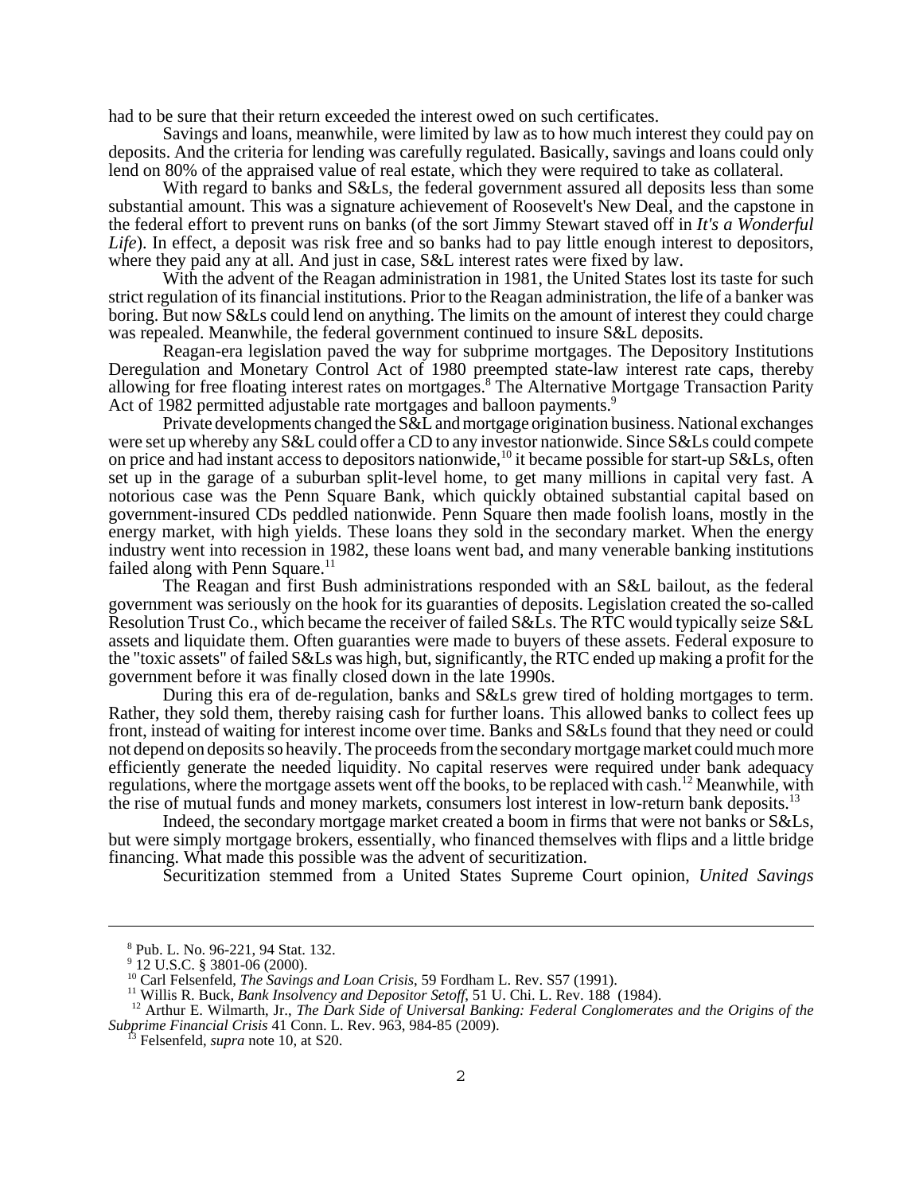had to be sure that their return exceeded the interest owed on such certificates.

Savings and loans, meanwhile, were limited by law as to how much interest they could pay on deposits. And the criteria for lending was carefully regulated. Basically, savings and loans could only lend on 80% of the appraised value of real estate, which they were required to take as collateral.

With regard to banks and S&Ls, the federal government assured all deposits less than some substantial amount. This was a signature achievement of Roosevelt's New Deal, and the capstone in the federal effort to prevent runs on banks (of the sort Jimmy Stewart staved off in *It's a Wonderful Life*). In effect, a deposit was risk free and so banks had to pay little enough interest to depositors, where they paid any at all. And just in case, S&L interest rates were fixed by law.

With the advent of the Reagan administration in 1981, the United States lost its taste for such strict regulation of its financial institutions. Prior to the Reagan administration, the life of a banker was boring. But now S&Ls could lend on anything. The limits on the amount of interest they could charge was repealed. Meanwhile, the federal government continued to insure S&L deposits.

Reagan-era legislation paved the way for subprime mortgages. The Depository Institutions Deregulation and Monetary Control Act of 1980 preempted state-law interest rate caps, thereby allowing for free floating interest rates on mortgages.[8] The Alternative Mortgage Transaction Parity Act of 1982 permitted adjustable rate mortgages and balloon payments.[9]

Private developments changed the S&L and mortgage origination business. National exchanges were set up whereby any S&L could offer a CD to any investor nationwide. Since S&Ls could compete on price and had instant access to depositors nationwide,[10] it became possible for start-up S&Ls, often set up in the garage of a suburban split-level home, to get many millions in capital very fast. A notorious case was the Penn Square Bank, which quickly obtained substantial capital based on government-insured CDs peddled nationwide. Penn Square then made foolish loans, mostly in the energy market, with high yields. These loans they sold in the secondary market. When the energy industry went into recession in 1982, these loans went bad, and many venerable banking institutions failed along with Penn Square.[11]

The Reagan and first Bush administrations responded with an S&L bailout, as the federal government was seriously on the hook for its guaranties of deposits. Legislation created the so-called Resolution Trust Co., which became the receiver of failed S&Ls. The RTC would typically seize S&L assets and liquidate them. Often guaranties were made to buyers of these assets. Federal exposure to the "toxic assets" of failed S&Ls was high, but, significantly, the RTC ended up making a profit for the government before it was finally closed down in the late 1990s.

During this era of de-regulation, banks and S&Ls grew tired of holding mortgages to term. Rather, they sold them, thereby raising cash for further loans. This allowed banks to collect fees up front, instead of waiting for interest income over time. Banks and S&Ls found that they need or could not depend on deposits so heavily. The proceeds from the secondary mortgage market could much more efficiently generate the needed liquidity. No capital reserves were required under bank adequacy regulations, where the mortgage assets went off the books, to be replaced with cash.[12] Meanwhile, with the rise of mutual funds and money markets, consumers lost interest in low-return bank deposits.[13]

Indeed, the secondary mortgage market created a boom in firms that were not banks or S&Ls, but were simply mortgage brokers, essentially, who financed themselves with flips and a little bridge financing. What made this possible was the advent of securitization.

Securitization stemmed from a United States Supreme Court opinion, *United Savings*

---

[8] Pub. L. No. 96-221, 94 Stat. 132.

[9] 12 U.S.C. § 3801-06 (2000).

[10] Carl Felsenfeld, *The Savings and Loan Crisis*, 59 Fordham L. Rev. S57 (1991).

[11] Willis R. Buck, *Bank Insolvency and Depositor Setoff*, 51 U. Chi. L. Rev. 188 (1984).

[12] Arthur E. Wilmarth, Jr., *The Dark Side of Universal Banking: Federal Conglomerates and the Origins of the Subprime Financial Crisis* 41 Conn. L. Rev. 963, 984-85 (2009).

[13] Felsenfeld, *supra* note 10, at S20.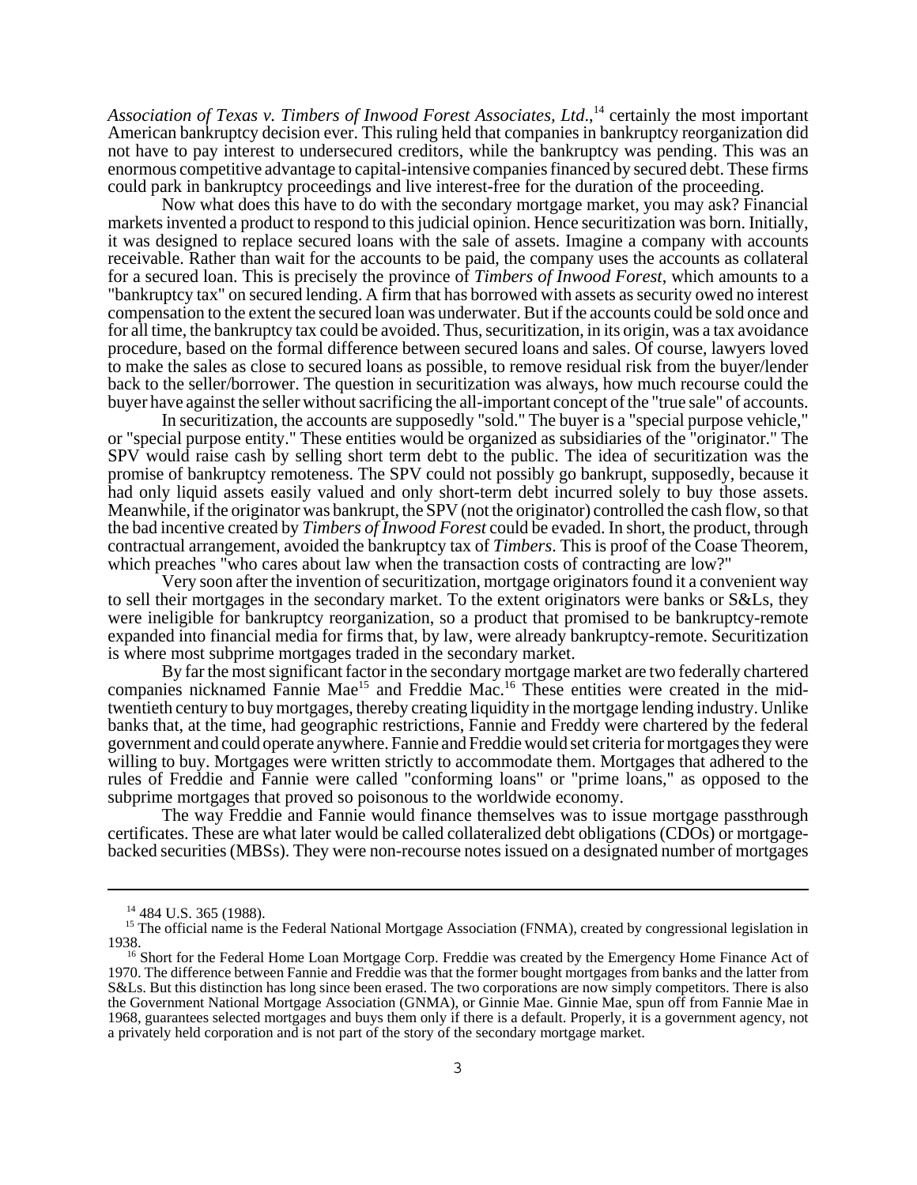*Association of Texas v. Timbers of Inwood Forest Associates, Ltd.*,[14] certainly the most important American bankruptcy decision ever. This ruling held that companies in bankruptcy reorganization did not have to pay interest to undersecured creditors, while the bankruptcy was pending. This was an enormous competitive advantage to capital-intensive companies financed by secured debt. These firms could park in bankruptcy proceedings and live interest-free for the duration of the proceeding.

Now what does this have to do with the secondary mortgage market, you may ask? Financial markets invented a product to respond to this judicial opinion. Hence securitization was born. Initially, it was designed to replace secured loans with the sale of assets. Imagine a company with accounts receivable. Rather than wait for the accounts to be paid, the company uses the accounts as collateral for a secured loan. This is precisely the province of *Timbers of Inwood Forest*, which amounts to a "bankruptcy tax" on secured lending. A firm that has borrowed with assets as security owed no interest compensation to the extent the secured loan was underwater. But if the accounts could be sold once and for all time, the bankruptcy tax could be avoided. Thus, securitization, in its origin, was a tax avoidance procedure, based on the formal difference between secured loans and sales. Of course, lawyers loved to make the sales as close to secured loans as possible, to remove residual risk from the buyer/lender back to the seller/borrower. The question in securitization was always, how much recourse could the buyer have against the seller without sacrificing the all-important concept of the "true sale" of accounts.

In securitization, the accounts are supposedly "sold." The buyer is a "special purpose vehicle," or "special purpose entity." These entities would be organized as subsidiaries of the "originator." The SPV would raise cash by selling short term debt to the public. The idea of securitization was the promise of bankruptcy remoteness. The SPV could not possibly go bankrupt, supposedly, because it had only liquid assets easily valued and only short-term debt incurred solely to buy those assets. Meanwhile, if the originator was bankrupt, the SPV (not the originator) controlled the cash flow, so that the bad incentive created by *Timbers of Inwood Forest* could be evaded. In short, the product, through contractual arrangement, avoided the bankruptcy tax of *Timbers*. This is proof of the Coase Theorem, which preaches "who cares about law when the transaction costs of contracting are low?"

Very soon after the invention of securitization, mortgage originators found it a convenient way to sell their mortgages in the secondary market. To the extent originators were banks or S&Ls, they were ineligible for bankruptcy reorganization, so a product that promised to be bankruptcy-remote expanded into financial media for firms that, by law, were already bankruptcy-remote. Securitization is where most subprime mortgages traded in the secondary market.

By far the most significant factor in the secondary mortgage market are two federally chartered companies nicknamed Fannie Mae[15] and Freddie Mac.[16] These entities were created in the mid-twentieth century to buy mortgages, thereby creating liquidity in the mortgage lending industry. Unlike banks that, at the time, had geographic restrictions, Fannie and Freddy were chartered by the federal government and could operate anywhere. Fannie and Freddie would set criteria for mortgages they were willing to buy. Mortgages were written strictly to accommodate them. Mortgages that adhered to the rules of Freddie and Fannie were called "conforming loans" or "prime loans," as opposed to the subprime mortgages that proved so poisonous to the worldwide economy.

The way Freddie and Fannie would finance themselves was to issue mortgage passthrough certificates. These are what later would be called collateralized debt obligations (CDOs) or mortgage-backed securities (MBSs). They were non-recourse notes issued on a designated number of mortgages

---

[14] 484 U.S. 365 (1988).

[15] The official name is the Federal National Mortgage Association (FNMA), created by congressional legislation in 1938.

[16] Short for the Federal Home Loan Mortgage Corp. Freddie was created by the Emergency Home Finance Act of 1970. The difference between Fannie and Freddie was that the former bought mortgages from banks and the latter from S&Ls. But this distinction has long since been erased. The two corporations are now simply competitors. There is also the Government National Mortgage Association (GNMA), or Ginnie Mae. Ginnie Mae, spun off from Fannie Mae in 1968, guarantees selected mortgages and buys them only if there is a default. Properly, it is a government agency, not a privately held corporation and is not part of the story of the secondary mortgage market.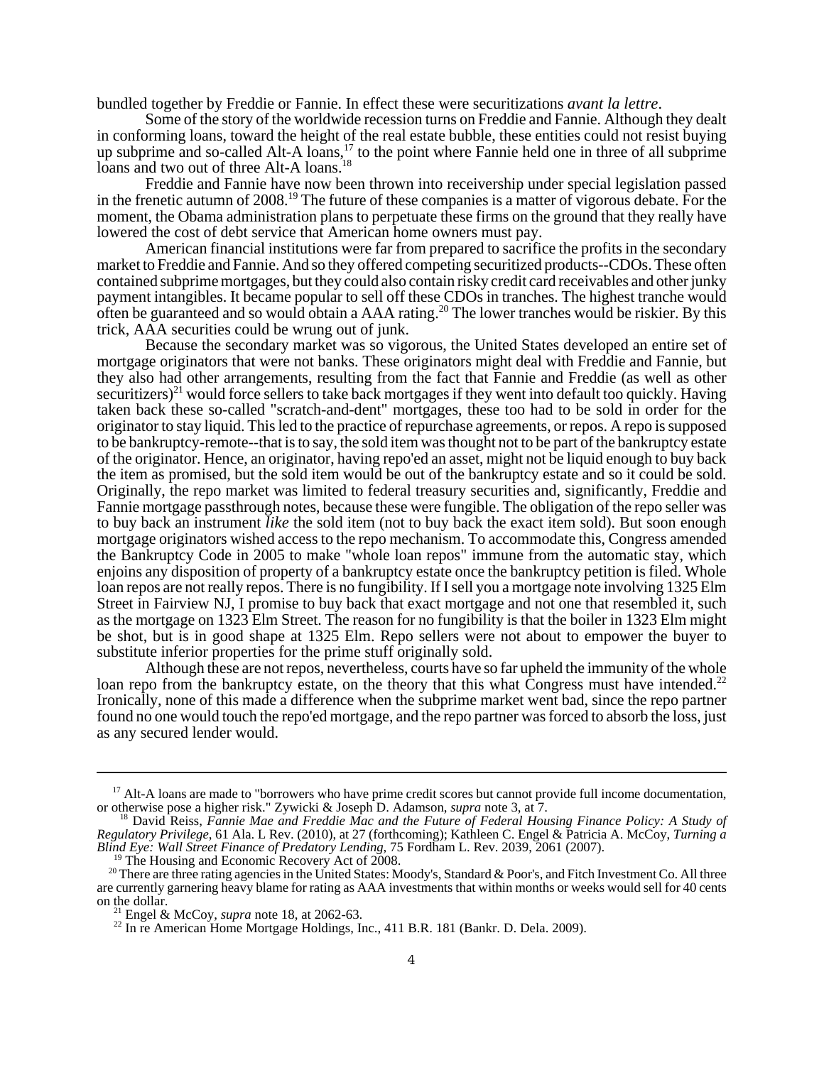bundled together by Freddie or Fannie. In effect these were securitizations *avant la lettre*.

Some of the story of the worldwide recession turns on Freddie and Fannie. Although they dealt in conforming loans, toward the height of the real estate bubble, these entities could not resist buying up subprime and so-called Alt-A loans,[17] to the point where Fannie held one in three of all subprime loans and two out of three Alt-A loans.[18]

Freddie and Fannie have now been thrown into receivership under special legislation passed in the frenetic autumn of 2008.[19] The future of these companies is a matter of vigorous debate. For the moment, the Obama administration plans to perpetuate these firms on the ground that they really have lowered the cost of debt service that American home owners must pay.

American financial institutions were far from prepared to sacrifice the profits in the secondary market to Freddie and Fannie. And so they offered competing securitized products--CDOs. These often contained subprime mortgages, but they could also contain risky credit card receivables and other junky payment intangibles. It became popular to sell off these CDOs in tranches. The highest tranche would often be guaranteed and so would obtain a AAA rating.[20] The lower tranches would be riskier. By this trick, AAA securities could be wrung out of junk.

Because the secondary market was so vigorous, the United States developed an entire set of mortgage originators that were not banks. These originators might deal with Freddie and Fannie, but they also had other arrangements, resulting from the fact that Fannie and Freddie (as well as other securitizers)[21] would force sellers to take back mortgages if they went into default too quickly. Having taken back these so-called "scratch-and-dent" mortgages, these too had to be sold in order for the originator to stay liquid. This led to the practice of repurchase agreements, or repos. A repo is supposed to be bankruptcy-remote--that is to say, the sold item was thought not to be part of the bankruptcy estate of the originator. Hence, an originator, having repo'ed an asset, might not be liquid enough to buy back the item as promised, but the sold item would be out of the bankruptcy estate and so it could be sold. Originally, the repo market was limited to federal treasury securities and, significantly, Freddie and Fannie mortgage passthrough notes, because these were fungible. The obligation of the repo seller was to buy back an instrument *like* the sold item (not to buy back the exact item sold). But soon enough mortgage originators wished access to the repo mechanism. To accommodate this, Congress amended the Bankruptcy Code in 2005 to make "whole loan repos" immune from the automatic stay, which enjoins any disposition of property of a bankruptcy estate once the bankruptcy petition is filed. Whole loan repos are not really repos. There is no fungibility. If I sell you a mortgage note involving 1325 Elm Street in Fairview NJ, I promise to buy back that exact mortgage and not one that resembled it, such as the mortgage on 1323 Elm Street. The reason for no fungibility is that the boiler in 1323 Elm might be shot, but is in good shape at 1325 Elm. Repo sellers were not about to empower the buyer to substitute inferior properties for the prime stuff originally sold.

Although these are not repos, nevertheless, courts have so far upheld the immunity of the whole loan repo from the bankruptcy estate, on the theory that this what Congress must have intended.[22] Ironically, none of this made a difference when the subprime market went bad, since the repo partner found no one would touch the repo'ed mortgage, and the repo partner was forced to absorb the loss, just as any secured lender would.

---

[17] Alt-A loans are made to "borrowers who have prime credit scores but cannot provide full income documentation, or otherwise pose a higher risk." Zywicki & Joseph D. Adamson, *supra* note 3, at 7.

[18] David Reiss, *Fannie Mae and Freddie Mac and the Future of Federal Housing Finance Policy: A Study of Regulatory Privilege*, 61 Ala. L Rev. (2010), at 27 (forthcoming); Kathleen C. Engel & Patricia A. McCoy, *Turning a Blind Eye: Wall Street Finance of Predatory Lending*, 75 Fordham L. Rev. 2039, 2061 (2007).

[19] The Housing and Economic Recovery Act of 2008.

[20] There are three rating agencies in the United States: Moody's, Standard & Poor's, and Fitch Investment Co. All three are currently garnering heavy blame for rating as AAA investments that within months or weeks would sell for 40 cents on the dollar.

[21] Engel & McCoy, *supra* note 18, at 2062-63.

[22] In re American Home Mortgage Holdings, Inc., 411 B.R. 181 (Bankr. D. Dela. 2009).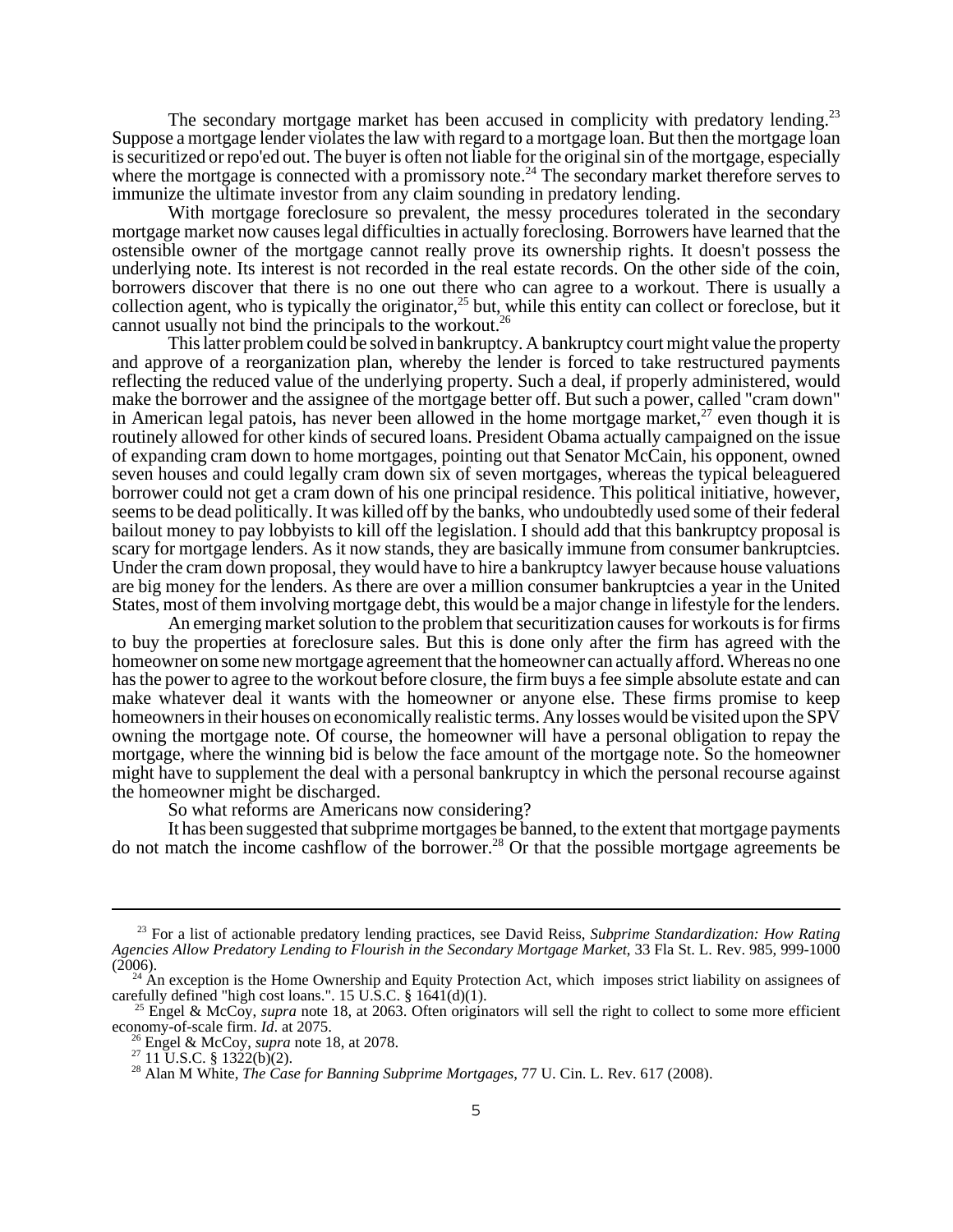The secondary mortgage market has been accused in complicity with predatory lending.[23] Suppose a mortgage lender violates the law with regard to a mortgage loan. But then the mortgage loan is securitized or repo'ed out. The buyer is often not liable for the original sin of the mortgage, especially where the mortgage is connected with a promissory note.[24] The secondary market therefore serves to immunize the ultimate investor from any claim sounding in predatory lending.

With mortgage foreclosure so prevalent, the messy procedures tolerated in the secondary mortgage market now causes legal difficulties in actually foreclosing. Borrowers have learned that the ostensible owner of the mortgage cannot really prove its ownership rights. It doesn't possess the underlying note. Its interest is not recorded in the real estate records. On the other side of the coin, borrowers discover that there is no one out there who can agree to a workout. There is usually a collection agent, who is typically the originator,[25] but, while this entity can collect or foreclose, but it cannot usually not bind the principals to the workout.[26]

This latter problem could be solved in bankruptcy. A bankruptcy court might value the property and approve of a reorganization plan, whereby the lender is forced to take restructured payments reflecting the reduced value of the underlying property. Such a deal, if properly administered, would make the borrower and the assignee of the mortgage better off. But such a power, called "cram down" in American legal patois, has never been allowed in the home mortgage market,[27] even though it is routinely allowed for other kinds of secured loans. President Obama actually campaigned on the issue of expanding cram down to home mortgages, pointing out that Senator McCain, his opponent, owned seven houses and could legally cram down six of seven mortgages, whereas the typical beleaguered borrower could not get a cram down of his one principal residence. This political initiative, however, seems to be dead politically. It was killed off by the banks, who undoubtedly used some of their federal bailout money to pay lobbyists to kill off the legislation. I should add that this bankruptcy proposal is scary for mortgage lenders. As it now stands, they are basically immune from consumer bankruptcies. Under the cram down proposal, they would have to hire a bankruptcy lawyer because house valuations are big money for the lenders. As there are over a million consumer bankruptcies a year in the United States, most of them involving mortgage debt, this would be a major change in lifestyle for the lenders.

An emerging market solution to the problem that securitization causes for workouts is for firms to buy the properties at foreclosure sales. But this is done only after the firm has agreed with the homeowner on some new mortgage agreement that the homeowner can actually afford. Whereas no one has the power to agree to the workout before closure, the firm buys a fee simple absolute estate and can make whatever deal it wants with the homeowner or anyone else. These firms promise to keep homeowners in their houses on economically realistic terms. Any losses would be visited upon the SPV owning the mortgage note. Of course, the homeowner will have a personal obligation to repay the mortgage, where the winning bid is below the face amount of the mortgage note. So the homeowner might have to supplement the deal with a personal bankruptcy in which the personal recourse against the homeowner might be discharged.

So what reforms are Americans now considering?

It has been suggested that subprime mortgages be banned, to the extent that mortgage payments do not match the income cashflow of the borrower.[28] Or that the possible mortgage agreements be

---

[23] For a list of actionable predatory lending practices, see David Reiss, *Subprime Standardization: How Rating Agencies Allow Predatory Lending to Flourish in the Secondary Mortgage Market*, 33 Fla St. L. Rev. 985, 999-1000 (2006).

[24] An exception is the Home Ownership and Equity Protection Act, which imposes strict liability on assignees of carefully defined "high cost loans.". 15 U.S.C. § 1641(d)(1).

[25] Engel & McCoy, *supra* note 18, at 2063. Often originators will sell the right to collect to some more efficient economy-of-scale firm. *Id*. at 2075.

[26] Engel & McCoy, *supra* note 18, at 2078.

[27] 11 U.S.C. § 1322(b)(2).

[28] Alan M White, *The Case for Banning Subprime Mortgages*, 77 U. Cin. L. Rev. 617 (2008).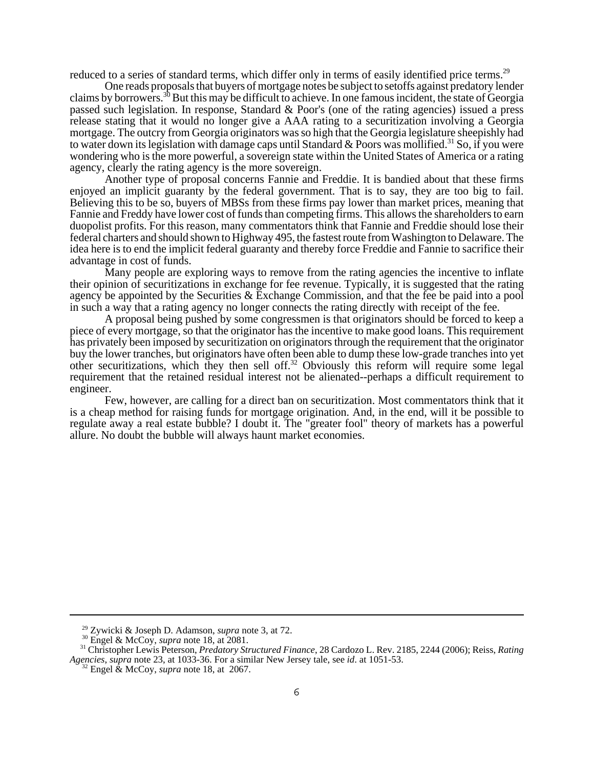reduced to a series of standard terms, which differ only in terms of easily identified price terms.[29]

One reads proposals that buyers of mortgage notes be subject to setoffs against predatory lender claims by borrowers.[30] But this may be difficult to achieve. In one famous incident, the state of Georgia passed such legislation. In response, Standard & Poor's (one of the rating agencies) issued a press release stating that it would no longer give a AAA rating to a securitization involving a Georgia mortgage. The outcry from Georgia originators was so high that the Georgia legislature sheepishly had to water down its legislation with damage caps until Standard & Poors was mollified.[31] So, if you were wondering who is the more powerful, a sovereign state within the United States of America or a rating agency, clearly the rating agency is the more sovereign.

Another type of proposal concerns Fannie and Freddie. It is bandied about that these firms enjoyed an implicit guaranty by the federal government. That is to say, they are too big to fail. Believing this to be so, buyers of MBSs from these firms pay lower than market prices, meaning that Fannie and Freddy have lower cost of funds than competing firms. This allows the shareholders to earn duopolist profits. For this reason, many commentators think that Fannie and Freddie should lose their federal charters and should shown to Highway 495, the fastest route from Washington to Delaware. The idea here is to end the implicit federal guaranty and thereby force Freddie and Fannie to sacrifice their advantage in cost of funds.

Many people are exploring ways to remove from the rating agencies the incentive to inflate their opinion of securitizations in exchange for fee revenue. Typically, it is suggested that the rating agency be appointed by the Securities & Exchange Commission, and that the fee be paid into a pool in such a way that a rating agency no longer connects the rating directly with receipt of the fee.

A proposal being pushed by some congressmen is that originators should be forced to keep a piece of every mortgage, so that the originator has the incentive to make good loans. This requirement has privately been imposed by securitization on originators through the requirement that the originator buy the lower tranches, but originators have often been able to dump these low-grade tranches into yet other securitizations, which they then sell off.[32] Obviously this reform will require some legal requirement that the retained residual interest not be alienated--perhaps a difficult requirement to engineer.

Few, however, are calling for a direct ban on securitization. Most commentators think that it is a cheap method for raising funds for mortgage origination. And, in the end, will it be possible to regulate away a real estate bubble? I doubt it. The "greater fool" theory of markets has a powerful allure. No doubt the bubble will always haunt market economies.

---

[29] Zywicki & Joseph D. Adamson, *supra* note 3, at 72.

[30] Engel & McCoy, *supra* note 18, at 2081.

[31] Christopher Lewis Peterson, *Predatory Structured Finance*, 28 Cardozo L. Rev. 2185, 2244 (2006); Reiss, *Rating Agencies*, *supra* note 23, at 1033-36. For a similar New Jersey tale, see *id*. at 1051-53.

[32] Engel & McCoy, *supra* note 18, at 2067.